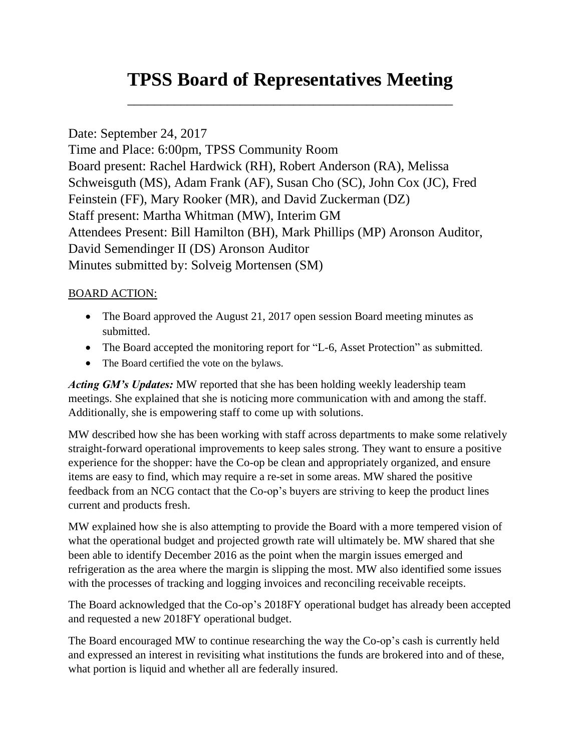# TPSS Board of Representatives Meeting

Date: September 24, 2017
Time and Place: 6:00pm, TPSS Community Room
Board present: Rachel Hardwick (RH), Robert Anderson (RA), Melissa Schweisguth (MS), Adam Frank (AF), Susan Cho (SC), John Cox (JC), Fred Feinstein (FF), Mary Rooker (MR), and David Zuckerman (DZ)
Staff present: Martha Whitman (MW), Interim GM
Attendees Present: Bill Hamilton (BH), Mark Phillips (MP) Aronson Auditor, David Semendinger II (DS) Aronson Auditor
Minutes submitted by: Solveig Mortensen (SM)

BOARD ACTION:

- The Board approved the August 21, 2017 open session Board meeting minutes as submitted.
- The Board accepted the monitoring report for "L-6, Asset Protection" as submitted.
- The Board certified the vote on the bylaws.

***Acting GM's Updates:*** MW reported that she has been holding weekly leadership team meetings. She explained that she is noticing more communication with and among the staff. Additionally, she is empowering staff to come up with solutions.

MW described how she has been working with staff across departments to make some relatively straight-forward operational improvements to keep sales strong. They want to ensure a positive experience for the shopper: have the Co-op be clean and appropriately organized, and ensure items are easy to find, which may require a re-set in some areas. MW shared the positive feedback from an NCG contact that the Co-op's buyers are striving to keep the product lines current and products fresh.

MW explained how she is also attempting to provide the Board with a more tempered vision of what the operational budget and projected growth rate will ultimately be. MW shared that she been able to identify December 2016 as the point when the margin issues emerged and refrigeration as the area where the margin is slipping the most. MW also identified some issues with the processes of tracking and logging invoices and reconciling receivable receipts.

The Board acknowledged that the Co-op's 2018FY operational budget has already been accepted and requested a new 2018FY operational budget.

The Board encouraged MW to continue researching the way the Co-op's cash is currently held and expressed an interest in revisiting what institutions the funds are brokered into and of these, what portion is liquid and whether all are federally insured.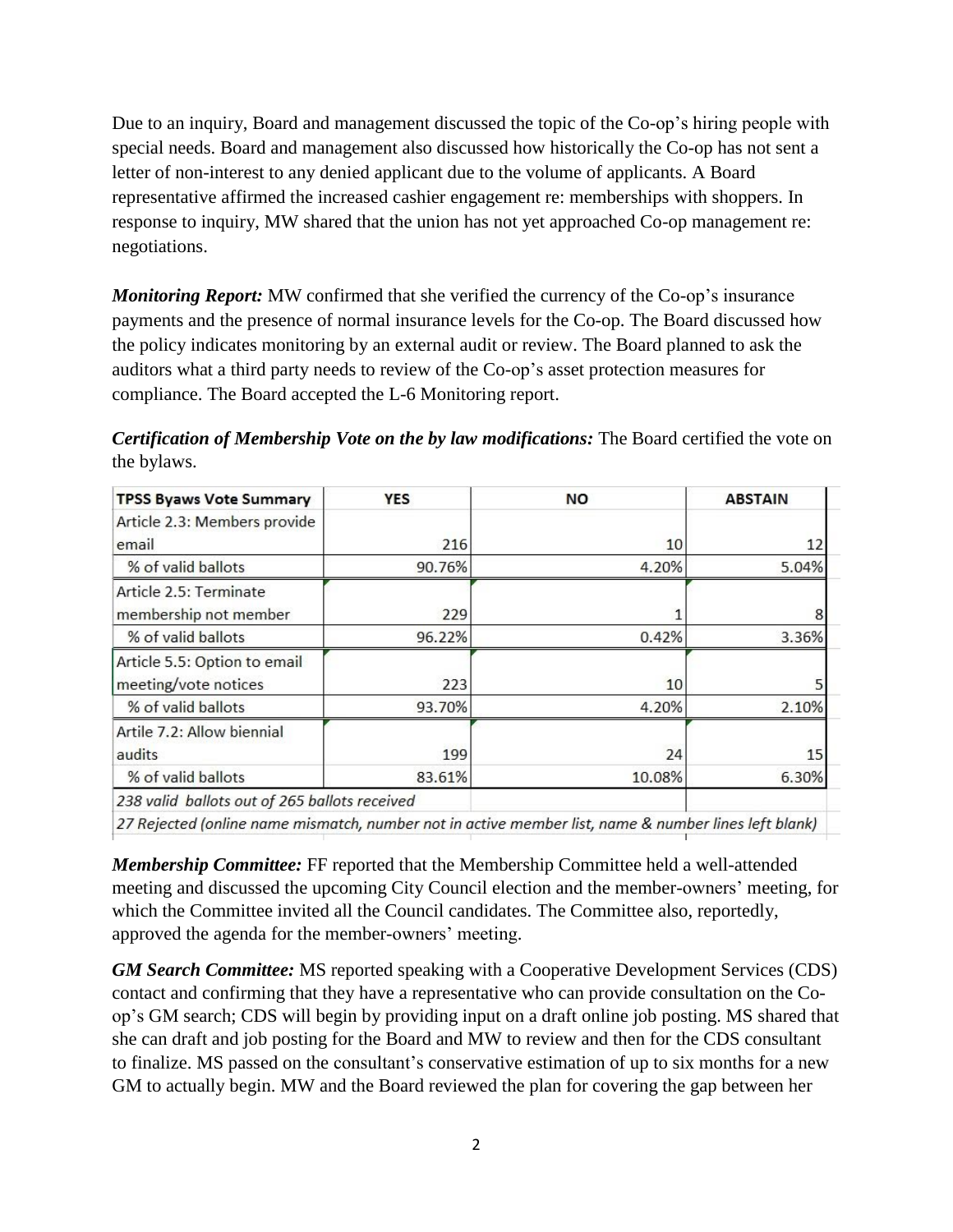Due to an inquiry, Board and management discussed the topic of the Co-op's hiring people with special needs. Board and management also discussed how historically the Co-op has not sent a letter of non-interest to any denied applicant due to the volume of applicants. A Board representative affirmed the increased cashier engagement re: memberships with shoppers. In response to inquiry, MW shared that the union has not yet approached Co-op management re: negotiations.

***Monitoring Report:*** MW confirmed that she verified the currency of the Co-op's insurance payments and the presence of normal insurance levels for the Co-op. The Board discussed how the policy indicates monitoring by an external audit or review. The Board planned to ask the auditors what a third party needs to review of the Co-op's asset protection measures for compliance. The Board accepted the L-6 Monitoring report.

***Certification of Membership Vote on the by law modifications:*** The Board certified the vote on the bylaws.

| TPSS Byaws Vote Summary | YES | NO | ABSTAIN |
|---|---|---|---|
| Article 2.3: Members provide email | 216 | 10 | 12 |
| % of valid ballots | 90.76% | 4.20% | 5.04% |
| Article 2.5: Terminate membership not member | 229 | 1 | 8 |
| % of valid ballots | 96.22% | 0.42% | 3.36% |
| Article 5.5: Option to email meeting/vote notices | 223 | 10 | 5 |
| % of valid ballots | 93.70% | 4.20% | 2.10% |
| Artile 7.2: Allow biennial audits | 199 | 24 | 15 |
| % of valid ballots | 83.61% | 10.08% | 6.30% |
| *238 valid ballots out of 265 ballots received* | | | |
| *27 Rejected (online name mismatch, number not in active member list, name & number lines left blank)* | | | |

***Membership Committee:*** FF reported that the Membership Committee held a well-attended meeting and discussed the upcoming City Council election and the member-owners' meeting, for which the Committee invited all the Council candidates. The Committee also, reportedly, approved the agenda for the member-owners' meeting.

***GM Search Committee:*** MS reported speaking with a Cooperative Development Services (CDS) contact and confirming that they have a representative who can provide consultation on the Co-op's GM search; CDS will begin by providing input on a draft online job posting. MS shared that she can draft and job posting for the Board and MW to review and then for the CDS consultant to finalize. MS passed on the consultant's conservative estimation of up to six months for a new GM to actually begin. MW and the Board reviewed the plan for covering the gap between her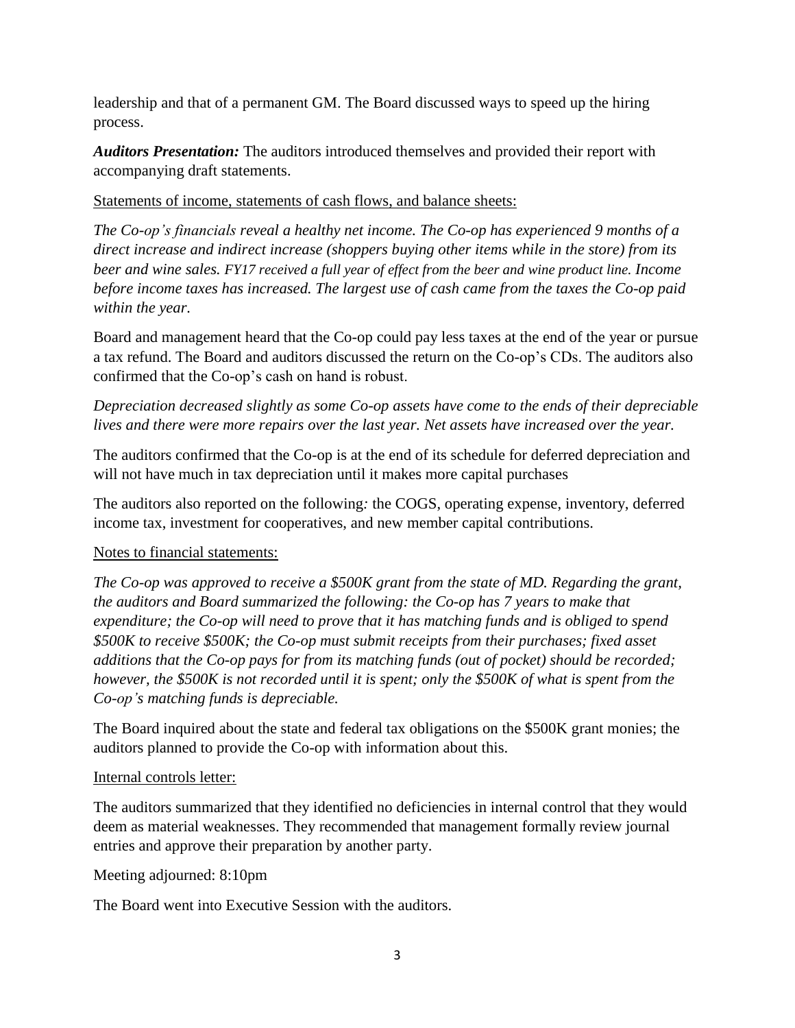leadership and that of a permanent GM. The Board discussed ways to speed up the hiring process.

***Auditors Presentation:*** The auditors introduced themselves and provided their report with accompanying draft statements.

<u>Statements of income, statements of cash flows, and balance sheets:</u>

*The Co-op's financials reveal a healthy net income. The Co-op has experienced 9 months of a direct increase and indirect increase (shoppers buying other items while in the store) from its beer and wine sales. FY17 received a full year of effect from the beer and wine product line. Income before income taxes has increased. The largest use of cash came from the taxes the Co-op paid within the year.*

Board and management heard that the Co-op could pay less taxes at the end of the year or pursue a tax refund. The Board and auditors discussed the return on the Co-op's CDs. The auditors also confirmed that the Co-op's cash on hand is robust.

*Depreciation decreased slightly as some Co-op assets have come to the ends of their depreciable lives and there were more repairs over the last year. Net assets have increased over the year.*

The auditors confirmed that the Co-op is at the end of its schedule for deferred depreciation and will not have much in tax depreciation until it makes more capital purchases

The auditors also reported on the following: the COGS, operating expense, inventory, deferred income tax, investment for cooperatives, and new member capital contributions.

<u>Notes to financial statements:</u>

*The Co-op was approved to receive a $500K grant from the state of MD. Regarding the grant, the auditors and Board summarized the following: the Co-op has 7 years to make that expenditure; the Co-op will need to prove that it has matching funds and is obliged to spend $500K to receive $500K; the Co-op must submit receipts from their purchases; fixed asset additions that the Co-op pays for from its matching funds (out of pocket) should be recorded; however, the $500K is not recorded until it is spent; only the $500K of what is spent from the Co-op's matching funds is depreciable.*

The Board inquired about the state and federal tax obligations on the $500K grant monies; the auditors planned to provide the Co-op with information about this.

<u>Internal controls letter:</u>

The auditors summarized that they identified no deficiencies in internal control that they would deem as material weaknesses. They recommended that management formally review journal entries and approve their preparation by another party.

Meeting adjourned: 8:10pm

The Board went into Executive Session with the auditors.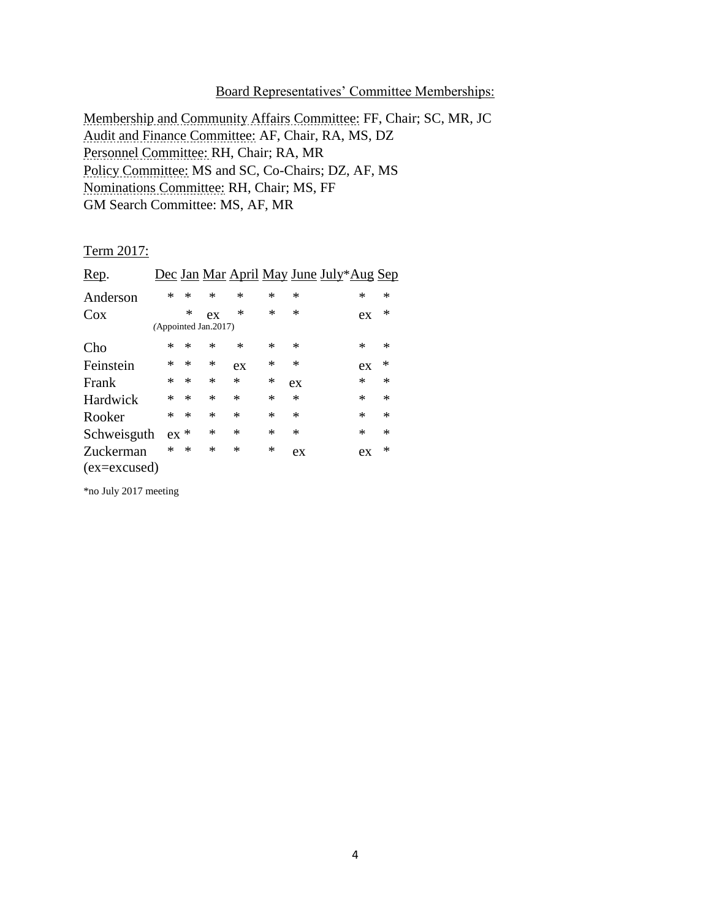Board Representatives' Committee Memberships:

Membership and Community Affairs Committee: FF, Chair; SC, MR, JC
Audit and Finance Committee: AF, Chair, RA, MS, DZ
Personnel Committee: RH, Chair; RA, MR
Policy Committee: MS and SC, Co-Chairs; DZ, AF, MS
Nominations Committee: RH, Chair; MS, FF
GM Search Committee: MS, AF, MR

Term 2017:

| Rep. | Dec | Jan | Mar | April | May | June | July* | Aug | Sep |
|---|---|---|---|---|---|---|---|---|---|
| Anderson | * | * | * | * | * | * | | * | * |
| Cox (Appointed Jan.2017) | | * | ex | * | * | * | | ex | * |
| Cho | * | * | * | * | * | * | | * | * |
| Feinstein | * | * | * | ex | * | * | | ex | * |
| Frank | * | * | * | * | * | ex | | * | * |
| Hardwick | * | * | * | * | * | * | | * | * |
| Rooker | * | * | * | * | * | * | | * | * |
| Schweisguth | ex | * | * | * | * | * | | * | * |
| Zuckerman | * | * | * | * | * | ex | | ex | * |

(ex=excused)

*no July 2017 meeting